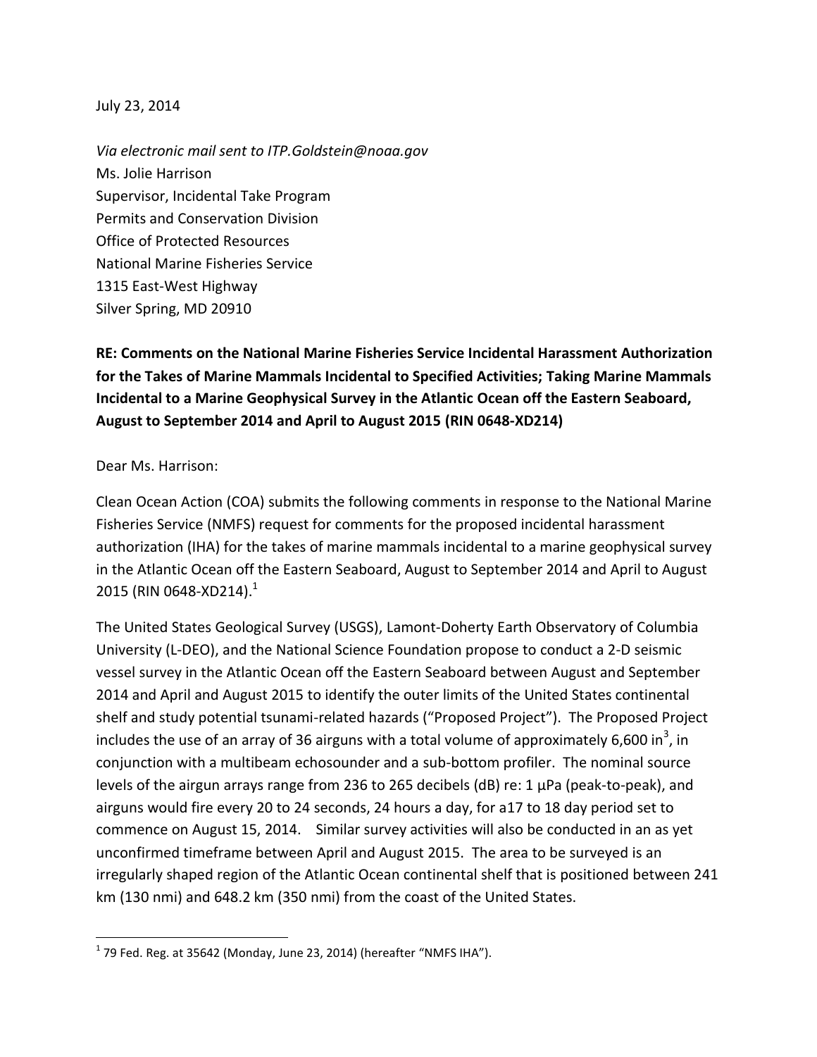July 23, 2014

*Via electronic mail sent to ITP.Goldstein@noaa.gov*
Ms. Jolie Harrison
Supervisor, Incidental Take Program
Permits and Conservation Division
Office of Protected Resources
National Marine Fisheries Service
1315 East-West Highway
Silver Spring, MD 20910

**RE: Comments on the National Marine Fisheries Service Incidental Harassment Authorization for the Takes of Marine Mammals Incidental to Specified Activities; Taking Marine Mammals Incidental to a Marine Geophysical Survey in the Atlantic Ocean off the Eastern Seaboard, August to September 2014 and April to August 2015 (RIN 0648-XD214)**

Dear Ms. Harrison:

Clean Ocean Action (COA) submits the following comments in response to the National Marine Fisheries Service (NMFS) request for comments for the proposed incidental harassment authorization (IHA) for the takes of marine mammals incidental to a marine geophysical survey in the Atlantic Ocean off the Eastern Seaboard, August to September 2014 and April to August 2015 (RIN 0648-XD214).[1]

The United States Geological Survey (USGS), Lamont-Doherty Earth Observatory of Columbia University (L-DEO), and the National Science Foundation propose to conduct a 2-D seismic vessel survey in the Atlantic Ocean off the Eastern Seaboard between August and September 2014 and April and August 2015 to identify the outer limits of the United States continental shelf and study potential tsunami-related hazards ("Proposed Project"). The Proposed Project includes the use of an array of 36 airguns with a total volume of approximately 6,600 in$^3$, in conjunction with a multibeam echosounder and a sub-bottom profiler. The nominal source levels of the airgun arrays range from 236 to 265 decibels (dB) re: 1 µPa (peak-to-peak), and airguns would fire every 20 to 24 seconds, 24 hours a day, for a17 to 18 day period set to commence on August 15, 2014. Similar survey activities will also be conducted in an as yet unconfirmed timeframe between April and August 2015. The area to be surveyed is an irregularly shaped region of the Atlantic Ocean continental shelf that is positioned between 241 km (130 nmi) and 648.2 km (350 nmi) from the coast of the United States.

---

[1] 79 Fed. Reg. at 35642 (Monday, June 23, 2014) (hereafter "NMFS IHA").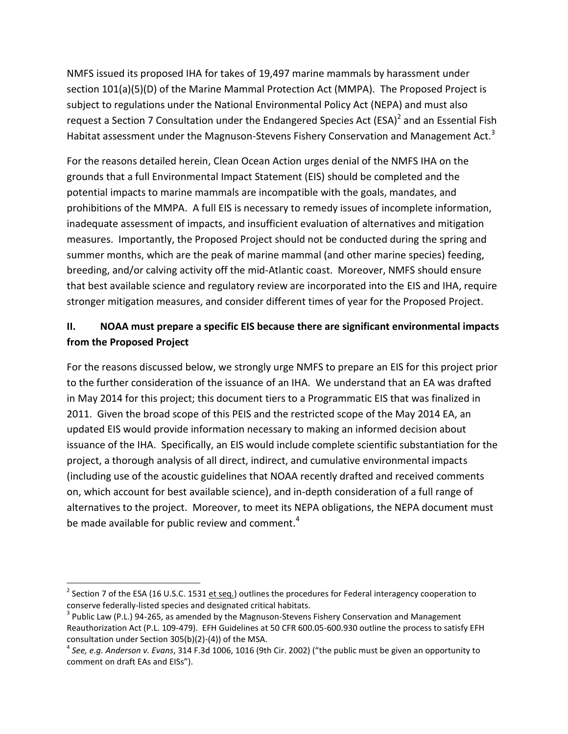NMFS issued its proposed IHA for takes of 19,497 marine mammals by harassment under section 101(a)(5)(D) of the Marine Mammal Protection Act (MMPA). The Proposed Project is subject to regulations under the National Environmental Policy Act (NEPA) and must also request a Section 7 Consultation under the Endangered Species Act (ESA)[2] and an Essential Fish Habitat assessment under the Magnuson-Stevens Fishery Conservation and Management Act.[3]

For the reasons detailed herein, Clean Ocean Action urges denial of the NMFS IHA on the grounds that a full Environmental Impact Statement (EIS) should be completed and the potential impacts to marine mammals are incompatible with the goals, mandates, and prohibitions of the MMPA. A full EIS is necessary to remedy issues of incomplete information, inadequate assessment of impacts, and insufficient evaluation of alternatives and mitigation measures. Importantly, the Proposed Project should not be conducted during the spring and summer months, which are the peak of marine mammal (and other marine species) feeding, breeding, and/or calving activity off the mid-Atlantic coast. Moreover, NMFS should ensure that best available science and regulatory review are incorporated into the EIS and IHA, require stronger mitigation measures, and consider different times of year for the Proposed Project.

## II. NOAA must prepare a specific EIS because there are significant environmental impacts from the Proposed Project

For the reasons discussed below, we strongly urge NMFS to prepare an EIS for this project prior to the further consideration of the issuance of an IHA. We understand that an EA was drafted in May 2014 for this project; this document tiers to a Programmatic EIS that was finalized in 2011. Given the broad scope of this PEIS and the restricted scope of the May 2014 EA, an updated EIS would provide information necessary to making an informed decision about issuance of the IHA. Specifically, an EIS would include complete scientific substantiation for the project, a thorough analysis of all direct, indirect, and cumulative environmental impacts (including use of the acoustic guidelines that NOAA recently drafted and received comments on, which account for best available science), and in-depth consideration of a full range of alternatives to the project. Moreover, to meet its NEPA obligations, the NEPA document must be made available for public review and comment.[4]

---

[2] Section 7 of the ESA (16 U.S.C. 1531 et seq.) outlines the procedures for Federal interagency cooperation to conserve federally-listed species and designated critical habitats.

[3] Public Law (P.L.) 94-265, as amended by the Magnuson-Stevens Fishery Conservation and Management Reauthorization Act (P.L. 109-479). EFH Guidelines at 50 CFR 600.05-600.930 outline the process to satisfy EFH consultation under Section 305(b)(2)-(4)) of the MSA.

[4] *See, e.g. Anderson v. Evans*, 314 F.3d 1006, 1016 (9th Cir. 2002) ("the public must be given an opportunity to comment on draft EAs and EISs").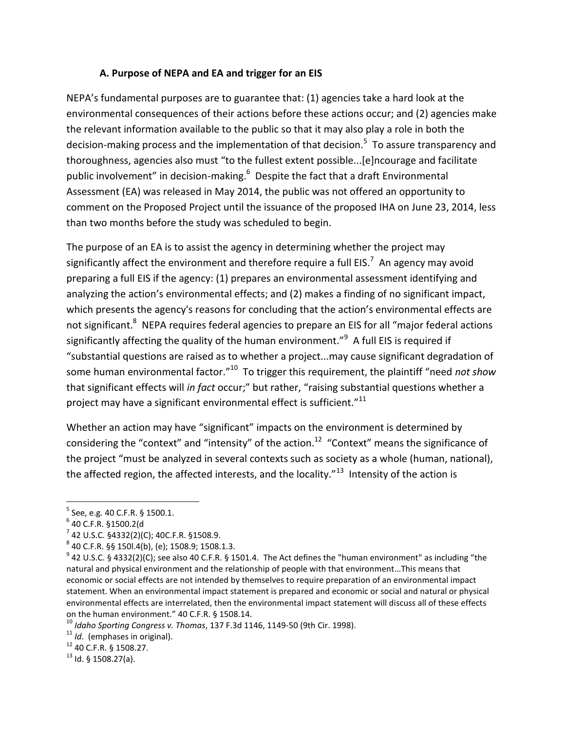### A. Purpose of NEPA and EA and trigger for an EIS

NEPA's fundamental purposes are to guarantee that: (1) agencies take a hard look at the environmental consequences of their actions before these actions occur; and (2) agencies make the relevant information available to the public so that it may also play a role in both the decision-making process and the implementation of that decision.[5] To assure transparency and thoroughness, agencies also must "to the fullest extent possible...[e]ncourage and facilitate public involvement" in decision-making.[6] Despite the fact that a draft Environmental Assessment (EA) was released in May 2014, the public was not offered an opportunity to comment on the Proposed Project until the issuance of the proposed IHA on June 23, 2014, less than two months before the study was scheduled to begin.

The purpose of an EA is to assist the agency in determining whether the project may significantly affect the environment and therefore require a full EIS.[7] An agency may avoid preparing a full EIS if the agency: (1) prepares an environmental assessment identifying and analyzing the action's environmental effects; and (2) makes a finding of no significant impact, which presents the agency's reasons for concluding that the action's environmental effects are not significant.[8] NEPA requires federal agencies to prepare an EIS for all "major federal actions significantly affecting the quality of the human environment."[9] A full EIS is required if "substantial questions are raised as to whether a project...may cause significant degradation of some human environmental factor."[10] To trigger this requirement, the plaintiff "need *not show* that significant effects will *in fact* occur;" but rather, "raising substantial questions whether a project may have a significant environmental effect is sufficient."[11]

Whether an action may have "significant" impacts on the environment is determined by considering the "context" and "intensity" of the action.[12] "Context" means the significance of the project "must be analyzed in several contexts such as society as a whole (human, national), the affected region, the affected interests, and the locality."[13] Intensity of the action is

---

[5] See, e.g. 40 C.F.R. § 1500.1.

[6] 40 C.F.R. §1500.2(d

[7] 42 U.S.C. §4332(2)(C); 40C.F.R. §1508.9.

[8] 40 C.F.R. §§ 150l.4(b), (e); 1508.9; 1508.1.3.

[9] 42 U.S.C. § 4332(2)(C); see also 40 C.F.R. § 1501.4. The Act defines the "human environment" as including "the natural and physical environment and the relationship of people with that environment…This means that economic or social effects are not intended by themselves to require preparation of an environmental impact statement. When an environmental impact statement is prepared and economic or social and natural or physical environmental effects are interrelated, then the environmental impact statement will discuss all of these effects on the human environment." 40 C.F.R. § 1508.14.

[10] *Idaho Sporting Congress v. Thomas*, 137 F.3d 1146, 1149-50 (9th Cir. 1998).

[11] *Id*. (emphases in original).

[12] 40 C.F.R. § 1508.27.

[13] Id. § 1508.27(a).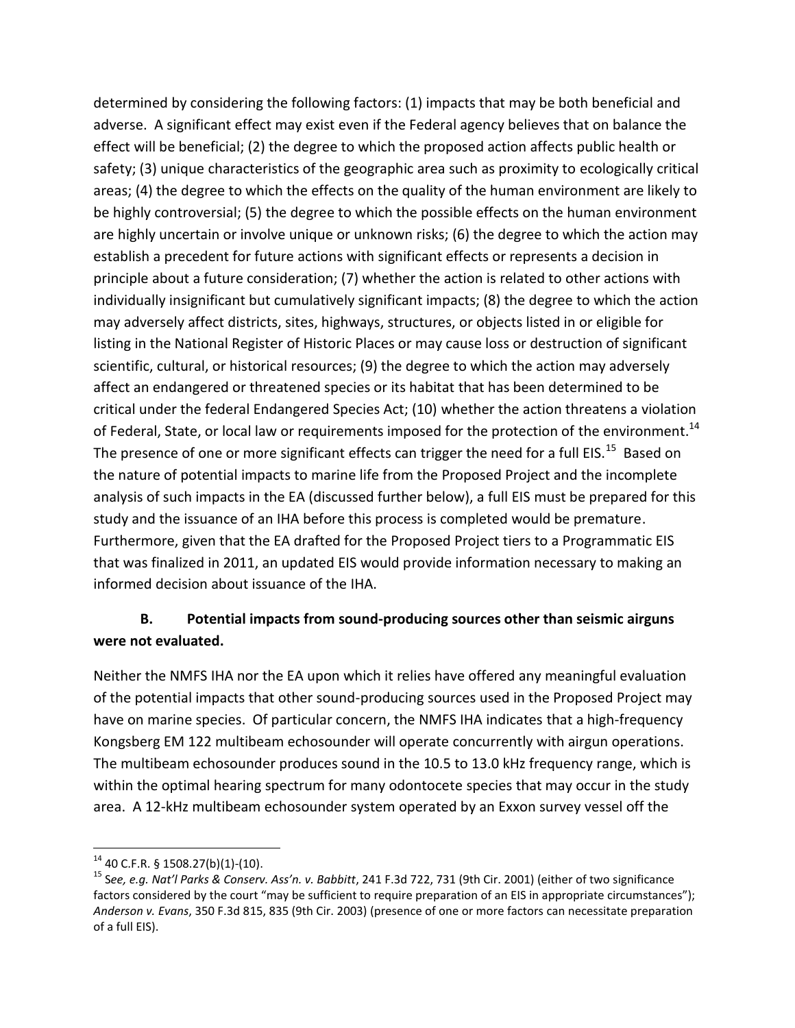determined by considering the following factors: (1) impacts that may be both beneficial and adverse. A significant effect may exist even if the Federal agency believes that on balance the effect will be beneficial; (2) the degree to which the proposed action affects public health or safety; (3) unique characteristics of the geographic area such as proximity to ecologically critical areas; (4) the degree to which the effects on the quality of the human environment are likely to be highly controversial; (5) the degree to which the possible effects on the human environment are highly uncertain or involve unique or unknown risks; (6) the degree to which the action may establish a precedent for future actions with significant effects or represents a decision in principle about a future consideration; (7) whether the action is related to other actions with individually insignificant but cumulatively significant impacts; (8) the degree to which the action may adversely affect districts, sites, highways, structures, or objects listed in or eligible for listing in the National Register of Historic Places or may cause loss or destruction of significant scientific, cultural, or historical resources; (9) the degree to which the action may adversely affect an endangered or threatened species or its habitat that has been determined to be critical under the federal Endangered Species Act; (10) whether the action threatens a violation of Federal, State, or local law or requirements imposed for the protection of the environment.[14] The presence of one or more significant effects can trigger the need for a full EIS.[15] Based on the nature of potential impacts to marine life from the Proposed Project and the incomplete analysis of such impacts in the EA (discussed further below), a full EIS must be prepared for this study and the issuance of an IHA before this process is completed would be premature. Furthermore, given that the EA drafted for the Proposed Project tiers to a Programmatic EIS that was finalized in 2011, an updated EIS would provide information necessary to making an informed decision about issuance of the IHA.

### B. Potential impacts from sound-producing sources other than seismic airguns were not evaluated.

Neither the NMFS IHA nor the EA upon which it relies have offered any meaningful evaluation of the potential impacts that other sound-producing sources used in the Proposed Project may have on marine species. Of particular concern, the NMFS IHA indicates that a high-frequency Kongsberg EM 122 multibeam echosounder will operate concurrently with airgun operations. The multibeam echosounder produces sound in the 10.5 to 13.0 kHz frequency range, which is within the optimal hearing spectrum for many odontocete species that may occur in the study area. A 12-kHz multibeam echosounder system operated by an Exxon survey vessel off the

---

[14] 40 C.F.R. § 1508.27(b)(1)-(10).

[15] S*ee, e.g. Nat'l Parks & Conserv. Ass'n. v. Babbitt*, 241 F.3d 722, 731 (9th Cir. 2001) (either of two significance factors considered by the court "may be sufficient to require preparation of an EIS in appropriate circumstances"); *Anderson v. Evans*, 350 F.3d 815, 835 (9th Cir. 2003) (presence of one or more factors can necessitate preparation of a full EIS).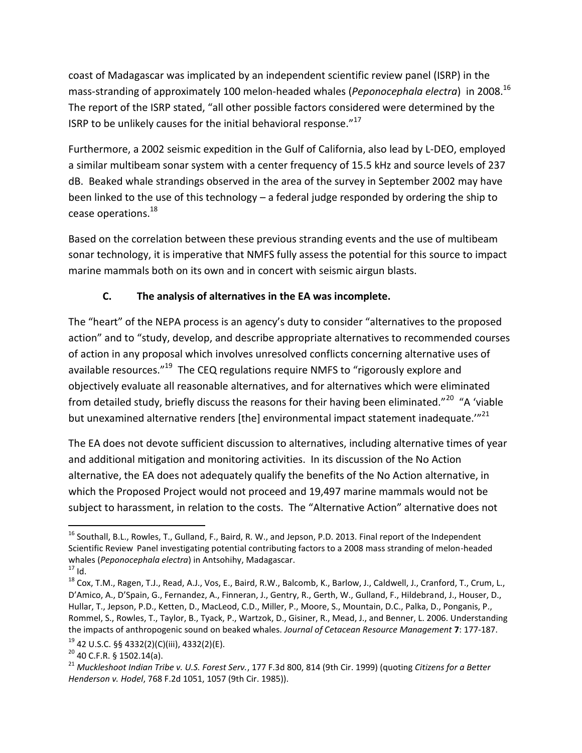coast of Madagascar was implicated by an independent scientific review panel (ISRP) in the mass-stranding of approximately 100 melon-headed whales (*Peponocephala electra*) in 2008.[16] The report of the ISRP stated, "all other possible factors considered were determined by the ISRP to be unlikely causes for the initial behavioral response."[17]

Furthermore, a 2002 seismic expedition in the Gulf of California, also lead by L-DEO, employed a similar multibeam sonar system with a center frequency of 15.5 kHz and source levels of 237 dB. Beaked whale strandings observed in the area of the survey in September 2002 may have been linked to the use of this technology – a federal judge responded by ordering the ship to cease operations.[18]

Based on the correlation between these previous stranding events and the use of multibeam sonar technology, it is imperative that NMFS fully assess the potential for this source to impact marine mammals both on its own and in concert with seismic airgun blasts.

### C. The analysis of alternatives in the EA was incomplete.

The "heart" of the NEPA process is an agency's duty to consider "alternatives to the proposed action" and to "study, develop, and describe appropriate alternatives to recommended courses of action in any proposal which involves unresolved conflicts concerning alternative uses of available resources."[19] The CEQ regulations require NMFS to "rigorously explore and objectively evaluate all reasonable alternatives, and for alternatives which were eliminated from detailed study, briefly discuss the reasons for their having been eliminated."[20] "A 'viable but unexamined alternative renders [the] environmental impact statement inadequate.'"[21]

The EA does not devote sufficient discussion to alternatives, including alternative times of year and additional mitigation and monitoring activities. In its discussion of the No Action alternative, the EA does not adequately qualify the benefits of the No Action alternative, in which the Proposed Project would not proceed and 19,497 marine mammals would not be subject to harassment, in relation to the costs. The "Alternative Action" alternative does not

---

[16] Southall, B.L., Rowles, T., Gulland, F., Baird, R. W., and Jepson, P.D. 2013. Final report of the Independent Scientific Review Panel investigating potential contributing factors to a 2008 mass stranding of melon-headed whales (*Peponocephala electra*) in Antsohihy, Madagascar.

[17] Id.

[18] Cox, T.M., Ragen, T.J., Read, A.J., Vos, E., Baird, R.W., Balcomb, K., Barlow, J., Caldwell, J., Cranford, T., Crum, L., D'Amico, A., D'Spain, G., Fernandez, A., Finneran, J., Gentry, R., Gerth, W., Gulland, F., Hildebrand, J., Houser, D., Hullar, T., Jepson, P.D., Ketten, D., MacLeod, C.D., Miller, P., Moore, S., Mountain, D.C., Palka, D., Ponganis, P., Rommel, S., Rowles, T., Taylor, B., Tyack, P., Wartzok, D., Gisiner, R., Mead, J., and Benner, L. 2006. Understanding the impacts of anthropogenic sound on beaked whales. *Journal of Cetacean Resource Management* **7**: 177-187.

[19] 42 U.S.C. §§ 4332(2)(C)(iii), 4332(2)(E).

[20] 40 C.F.R. § 1502.14(a).

[21] *Muckleshoot Indian Tribe v. U.S. Forest Serv.*, 177 F.3d 800, 814 (9th Cir. 1999) (quoting *Citizens for a Better Henderson v. Hodel*, 768 F.2d 1051, 1057 (9th Cir. 1985)).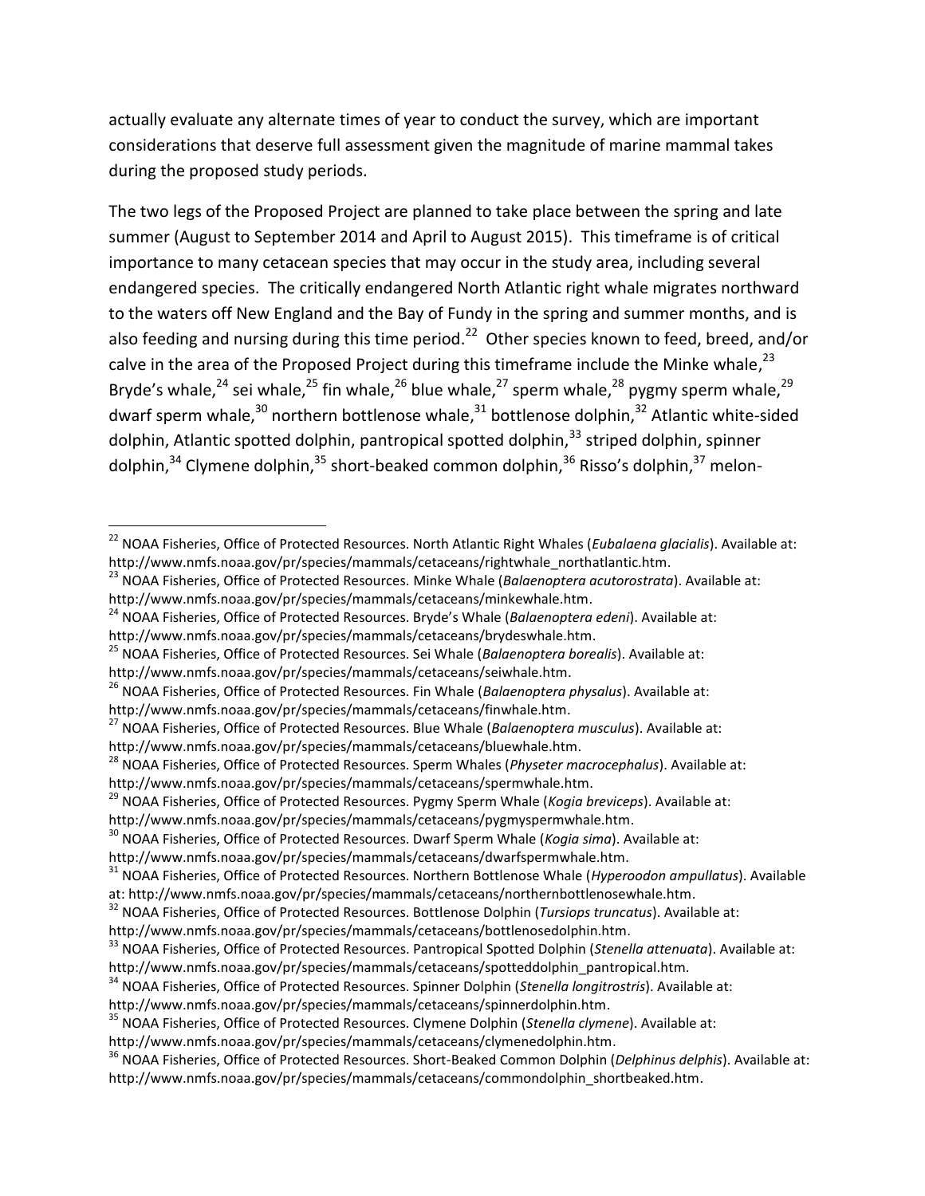actually evaluate any alternate times of year to conduct the survey, which are important considerations that deserve full assessment given the magnitude of marine mammal takes during the proposed study periods.

The two legs of the Proposed Project are planned to take place between the spring and late summer (August to September 2014 and April to August 2015). This timeframe is of critical importance to many cetacean species that may occur in the study area, including several endangered species. The critically endangered North Atlantic right whale migrates northward to the waters off New England and the Bay of Fundy in the spring and summer months, and is also feeding and nursing during this time period.[22] Other species known to feed, breed, and/or calve in the area of the Proposed Project during this timeframe include the Minke whale,[23] Bryde's whale,[24] sei whale,[25] fin whale,[26] blue whale,[27] sperm whale,[28] pygmy sperm whale,[29] dwarf sperm whale,[30] northern bottlenose whale,[31] bottlenose dolphin,[32] Atlantic white-sided dolphin, Atlantic spotted dolphin, pantropical spotted dolphin,[33] striped dolphin, spinner dolphin,[34] Clymene dolphin,[35] short-beaked common dolphin,[36] Risso's dolphin,[37] melon-

---

[22] NOAA Fisheries, Office of Protected Resources. North Atlantic Right Whales (*Eubalaena glacialis*). Available at: http://www.nmfs.noaa.gov/pr/species/mammals/cetaceans/rightwhale_northatlantic.htm.

[23] NOAA Fisheries, Office of Protected Resources. Minke Whale (*Balaenoptera acutorostrata*). Available at: http://www.nmfs.noaa.gov/pr/species/mammals/cetaceans/minkewhale.htm.

[24] NOAA Fisheries, Office of Protected Resources. Bryde's Whale (*Balaenoptera edeni*). Available at: http://www.nmfs.noaa.gov/pr/species/mammals/cetaceans/brydeswhale.htm.

[25] NOAA Fisheries, Office of Protected Resources. Sei Whale (*Balaenoptera borealis*). Available at: http://www.nmfs.noaa.gov/pr/species/mammals/cetaceans/seiwhale.htm.

[26] NOAA Fisheries, Office of Protected Resources. Fin Whale (*Balaenoptera physalus*). Available at: http://www.nmfs.noaa.gov/pr/species/mammals/cetaceans/finwhale.htm.

[27] NOAA Fisheries, Office of Protected Resources. Blue Whale (*Balaenoptera musculus*). Available at: http://www.nmfs.noaa.gov/pr/species/mammals/cetaceans/bluewhale.htm.

[28] NOAA Fisheries, Office of Protected Resources. Sperm Whales (*Physeter macrocephalus*). Available at: http://www.nmfs.noaa.gov/pr/species/mammals/cetaceans/spermwhale.htm.

[29] NOAA Fisheries, Office of Protected Resources. Pygmy Sperm Whale (*Kogia breviceps*). Available at: http://www.nmfs.noaa.gov/pr/species/mammals/cetaceans/pygmyspermwhale.htm.

[30] NOAA Fisheries, Office of Protected Resources. Dwarf Sperm Whale (*Kogia sima*). Available at: http://www.nmfs.noaa.gov/pr/species/mammals/cetaceans/dwarfspermwhale.htm.

[31] NOAA Fisheries, Office of Protected Resources. Northern Bottlenose Whale (*Hyperoodon ampullatus*). Available at: http://www.nmfs.noaa.gov/pr/species/mammals/cetaceans/northernbottlenosewhale.htm.

[32] NOAA Fisheries, Office of Protected Resources. Bottlenose Dolphin (*Tursiops truncatus*). Available at: http://www.nmfs.noaa.gov/pr/species/mammals/cetaceans/bottlenosedolphin.htm.

[33] NOAA Fisheries, Office of Protected Resources. Pantropical Spotted Dolphin (*Stenella attenuata*). Available at: http://www.nmfs.noaa.gov/pr/species/mammals/cetaceans/spotteddolphin_pantropical.htm.

[34] NOAA Fisheries, Office of Protected Resources. Spinner Dolphin (*Stenella longitrostris*). Available at: http://www.nmfs.noaa.gov/pr/species/mammals/cetaceans/spinnerdolphin.htm.

[35] NOAA Fisheries, Office of Protected Resources. Clymene Dolphin (*Stenella clymene*). Available at: http://www.nmfs.noaa.gov/pr/species/mammals/cetaceans/clymenedolphin.htm.

[36] NOAA Fisheries, Office of Protected Resources. Short-Beaked Common Dolphin (*Delphinus delphis*). Available at: http://www.nmfs.noaa.gov/pr/species/mammals/cetaceans/commondolphin_shortbeaked.htm.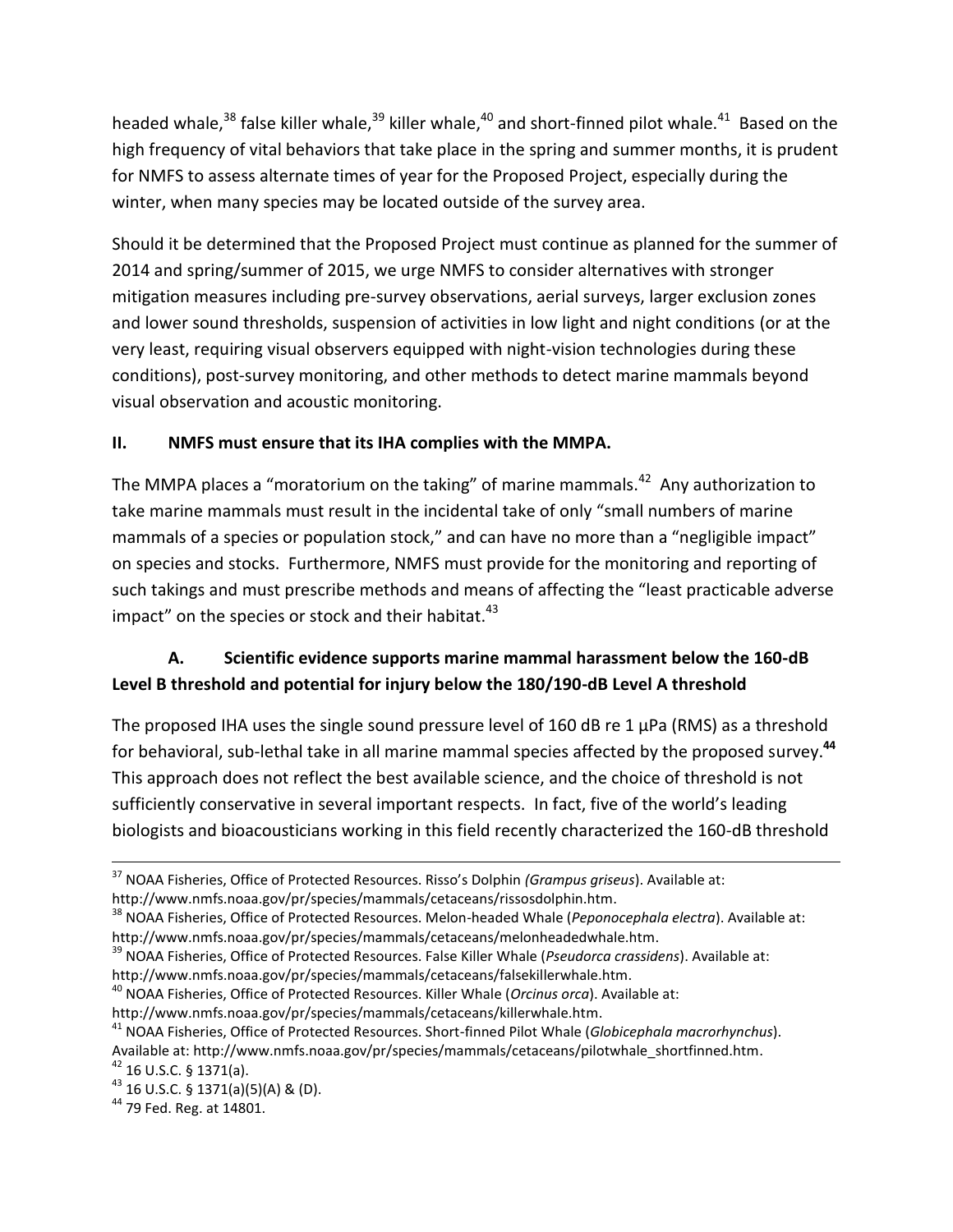headed whale,[38] false killer whale,[39] killer whale,[40] and short-finned pilot whale.[41] Based on the high frequency of vital behaviors that take place in the spring and summer months, it is prudent for NMFS to assess alternate times of year for the Proposed Project, especially during the winter, when many species may be located outside of the survey area.

Should it be determined that the Proposed Project must continue as planned for the summer of 2014 and spring/summer of 2015, we urge NMFS to consider alternatives with stronger mitigation measures including pre-survey observations, aerial surveys, larger exclusion zones and lower sound thresholds, suspension of activities in low light and night conditions (or at the very least, requiring visual observers equipped with night-vision technologies during these conditions), post-survey monitoring, and other methods to detect marine mammals beyond visual observation and acoustic monitoring.

## II. NMFS must ensure that its IHA complies with the MMPA.

The MMPA places a "moratorium on the taking" of marine mammals.[42] Any authorization to take marine mammals must result in the incidental take of only "small numbers of marine mammals of a species or population stock," and can have no more than a "negligible impact" on species and stocks. Furthermore, NMFS must provide for the monitoring and reporting of such takings and must prescribe methods and means of affecting the "least practicable adverse impact" on the species or stock and their habitat.[43]

### A. Scientific evidence supports marine mammal harassment below the 160-dB Level B threshold and potential for injury below the 180/190-dB Level A threshold

The proposed IHA uses the single sound pressure level of 160 dB re 1 µPa (RMS) as a threshold for behavioral, sub-lethal take in all marine mammal species affected by the proposed survey.[44] This approach does not reflect the best available science, and the choice of threshold is not sufficiently conservative in several important respects. In fact, five of the world's leading biologists and bioacousticians working in this field recently characterized the 160-dB threshold

---

[37] NOAA Fisheries, Office of Protected Resources. Risso's Dolphin *(Grampus griseus*). Available at: http://www.nmfs.noaa.gov/pr/species/mammals/cetaceans/rissosdolphin.htm.

[38] NOAA Fisheries, Office of Protected Resources. Melon-headed Whale (*Peponocephala electra*). Available at: http://www.nmfs.noaa.gov/pr/species/mammals/cetaceans/melonheadedwhale.htm.

[39] NOAA Fisheries, Office of Protected Resources. False Killer Whale (*Pseudorca crassidens*). Available at: http://www.nmfs.noaa.gov/pr/species/mammals/cetaceans/falsekillerwhale.htm.

[40] NOAA Fisheries, Office of Protected Resources. Killer Whale (*Orcinus orca*). Available at: http://www.nmfs.noaa.gov/pr/species/mammals/cetaceans/killerwhale.htm.

[41] NOAA Fisheries, Office of Protected Resources. Short-finned Pilot Whale (*Globicephala macrorhynchus*). Available at: http://www.nmfs.noaa.gov/pr/species/mammals/cetaceans/pilotwhale_shortfinned.htm.

[42] 16 U.S.C. § 1371(a).

[43] 16 U.S.C. § 1371(a)(5)(A) & (D).

[44] 79 Fed. Reg. at 14801.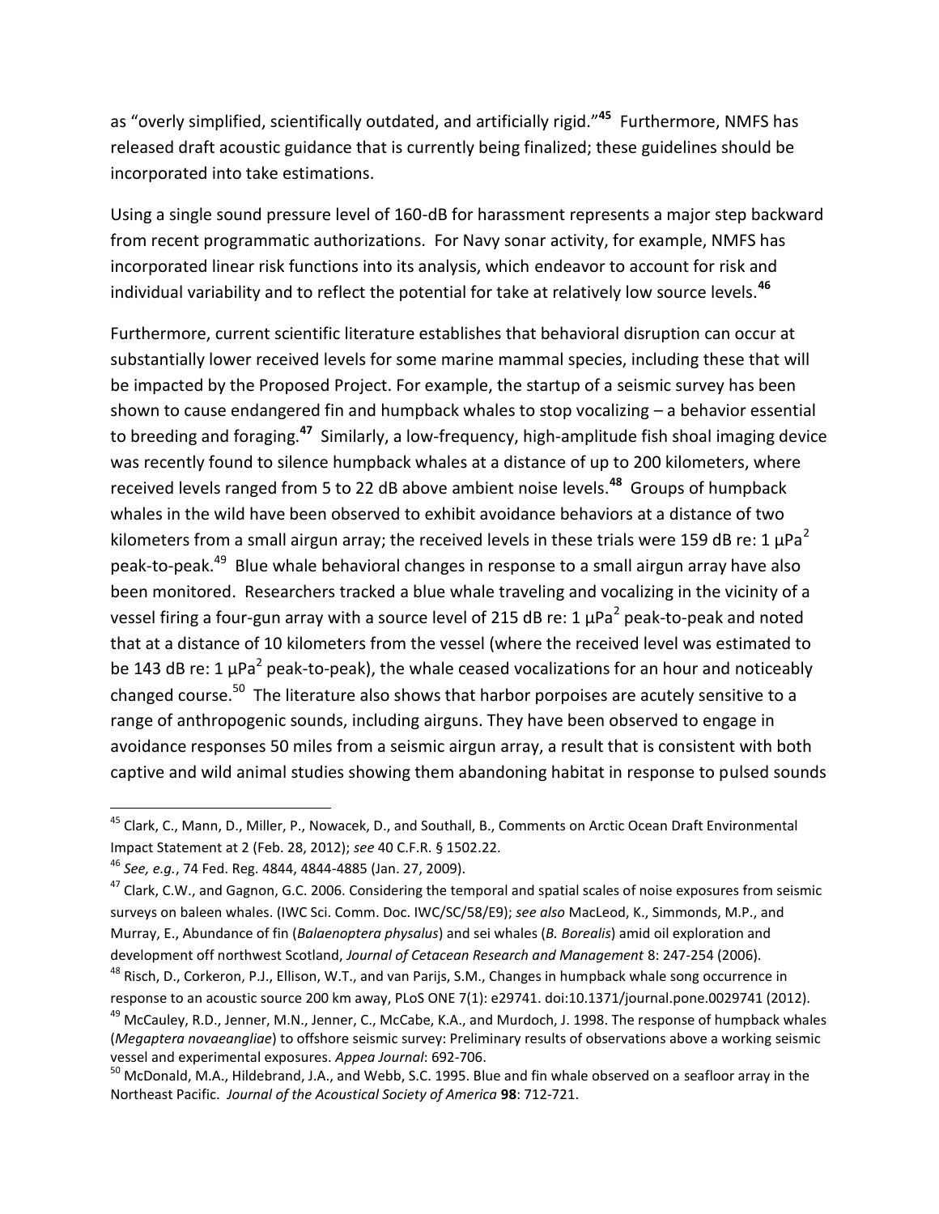as "overly simplified, scientifically outdated, and artificially rigid."[45] Furthermore, NMFS has released draft acoustic guidance that is currently being finalized; these guidelines should be incorporated into take estimations.

Using a single sound pressure level of 160-dB for harassment represents a major step backward from recent programmatic authorizations. For Navy sonar activity, for example, NMFS has incorporated linear risk functions into its analysis, which endeavor to account for risk and individual variability and to reflect the potential for take at relatively low source levels.[46]

Furthermore, current scientific literature establishes that behavioral disruption can occur at substantially lower received levels for some marine mammal species, including these that will be impacted by the Proposed Project. For example, the startup of a seismic survey has been shown to cause endangered fin and humpback whales to stop vocalizing – a behavior essential to breeding and foraging.[47] Similarly, a low-frequency, high-amplitude fish shoal imaging device was recently found to silence humpback whales at a distance of up to 200 kilometers, where received levels ranged from 5 to 22 dB above ambient noise levels.[48] Groups of humpback whales in the wild have been observed to exhibit avoidance behaviors at a distance of two kilometers from a small airgun array; the received levels in these trials were 159 dB re: 1 $\mu Pa^2$ peak-to-peak.[49] Blue whale behavioral changes in response to a small airgun array have also been monitored. Researchers tracked a blue whale traveling and vocalizing in the vicinity of a vessel firing a four-gun array with a source level of 215 dB re: 1 $\mu Pa^2$ peak-to-peak and noted that at a distance of 10 kilometers from the vessel (where the received level was estimated to be 143 dB re: 1 $\mu Pa^2$ peak-to-peak), the whale ceased vocalizations for an hour and noticeably changed course.[50] The literature also shows that harbor porpoises are acutely sensitive to a range of anthropogenic sounds, including airguns. They have been observed to engage in avoidance responses 50 miles from a seismic airgun array, a result that is consistent with both captive and wild animal studies showing them abandoning habitat in response to pulsed sounds

---

[45] Clark, C., Mann, D., Miller, P., Nowacek, D., and Southall, B., Comments on Arctic Ocean Draft Environmental Impact Statement at 2 (Feb. 28, 2012); *see* 40 C.F.R. § 1502.22.

[46] *See, e.g.*, 74 Fed. Reg. 4844, 4844-4885 (Jan. 27, 2009).

[47] Clark, C.W., and Gagnon, G.C. 2006. Considering the temporal and spatial scales of noise exposures from seismic surveys on baleen whales. (IWC Sci. Comm. Doc. IWC/SC/58/E9); *see also* MacLeod, K., Simmonds, M.P., and Murray, E., Abundance of fin (*Balaenoptera physalus*) and sei whales (*B. Borealis*) amid oil exploration and development off northwest Scotland, *Journal of Cetacean Research and Management* 8: 247-254 (2006).

[48] Risch, D., Corkeron, P.J., Ellison, W.T., and van Parijs, S.M., Changes in humpback whale song occurrence in response to an acoustic source 200 km away, PLoS ONE 7(1): e29741. doi:10.1371/journal.pone.0029741 (2012).

[49] McCauley, R.D., Jenner, M.N., Jenner, C., McCabe, K.A., and Murdoch, J. 1998. The response of humpback whales (*Megaptera novaeangliae*) to offshore seismic survey: Preliminary results of observations above a working seismic vessel and experimental exposures. *Appea Journal*: 692-706.

[50] McDonald, M.A., Hildebrand, J.A., and Webb, S.C. 1995. Blue and fin whale observed on a seafloor array in the Northeast Pacific. *Journal of the Acoustical Society of America* **98**: 712-721.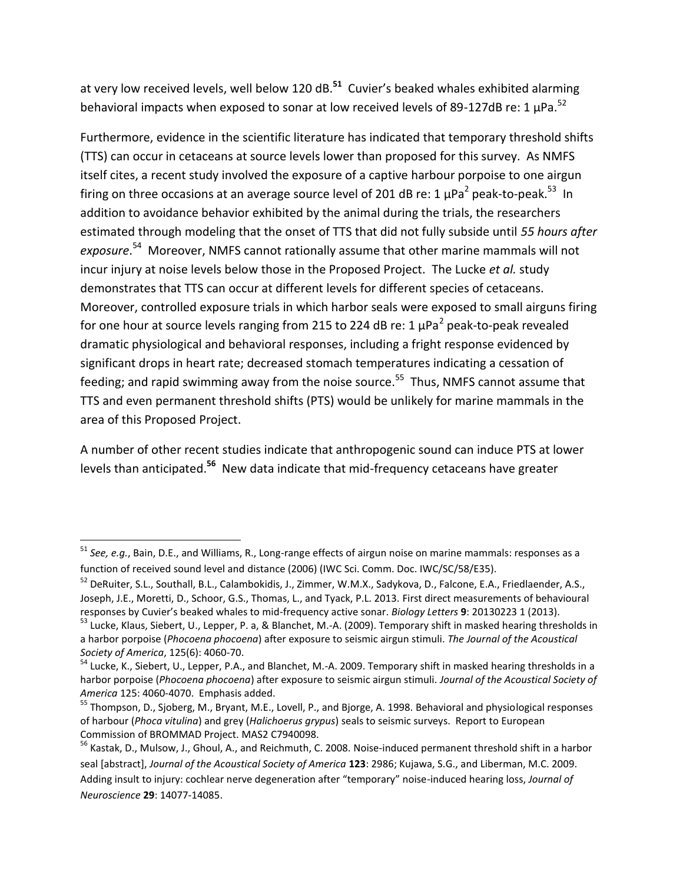at very low received levels, well below 120 dB.[51] Cuvier's beaked whales exhibited alarming behavioral impacts when exposed to sonar at low received levels of 89-127dB re: 1 μPa.[52]

Furthermore, evidence in the scientific literature has indicated that temporary threshold shifts (TTS) can occur in cetaceans at source levels lower than proposed for this survey. As NMFS itself cites, a recent study involved the exposure of a captive harbour porpoise to one airgun firing on three occasions at an average source level of 201 dB re: 1 $\mu Pa^2$ peak-to-peak.[53] In addition to avoidance behavior exhibited by the animal during the trials, the researchers estimated through modeling that the onset of TTS that did not fully subside until *55 hours after exposure*.[54] Moreover, NMFS cannot rationally assume that other marine mammals will not incur injury at noise levels below those in the Proposed Project. The Lucke *et al.* study demonstrates that TTS can occur at different levels for different species of cetaceans. Moreover, controlled exposure trials in which harbor seals were exposed to small airguns firing for one hour at source levels ranging from 215 to 224 dB re: 1 $\mu Pa^2$ peak-to-peak revealed dramatic physiological and behavioral responses, including a fright response evidenced by significant drops in heart rate; decreased stomach temperatures indicating a cessation of feeding; and rapid swimming away from the noise source.[55] Thus, NMFS cannot assume that TTS and even permanent threshold shifts (PTS) would be unlikely for marine mammals in the area of this Proposed Project.

A number of other recent studies indicate that anthropogenic sound can induce PTS at lower levels than anticipated.[56] New data indicate that mid-frequency cetaceans have greater

---

[51] *See, e.g.*, Bain, D.E., and Williams, R., Long-range effects of airgun noise on marine mammals: responses as a function of received sound level and distance (2006) (IWC Sci. Comm. Doc. IWC/SC/58/E35).

[52] DeRuiter, S.L., Southall, B.L., Calambokidis, J., Zimmer, W.M.X., Sadykova, D., Falcone, E.A., Friedlaender, A.S., Joseph, J.E., Moretti, D., Schoor, G.S., Thomas, L., and Tyack, P.L. 2013. First direct measurements of behavioural responses by Cuvier's beaked whales to mid-frequency active sonar. *Biology Letters* **9**: 20130223 1 (2013).

[53] Lucke, Klaus, Siebert, U., Lepper, P. a, & Blanchet, M.-A. (2009). Temporary shift in masked hearing thresholds in a harbor porpoise (*Phocoena phocoena*) after exposure to seismic airgun stimuli. *The Journal of the Acoustical Society of America*, 125(6): 4060-70.

[54] Lucke, K., Siebert, U., Lepper, P.A., and Blanchet, M.-A. 2009. Temporary shift in masked hearing thresholds in a harbor porpoise (*Phocoena phocoena*) after exposure to seismic airgun stimuli. *Journal of the Acoustical Society of America* 125: 4060-4070. Emphasis added.

[55] Thompson, D., Sjoberg, M., Bryant, M.E., Lovell, P., and Bjorge, A. 1998. Behavioral and physiological responses of harbour (*Phoca vitulina*) and grey (*Halichoerus grypus*) seals to seismic surveys. Report to European Commission of BROMMAD Project. MAS2 C7940098.

[56] Kastak, D., Mulsow, J., Ghoul, A., and Reichmuth, C. 2008. Noise-induced permanent threshold shift in a harbor seal [abstract], *Journal of the Acoustical Society of America* **123**: 2986; Kujawa, S.G., and Liberman, M.C. 2009. Adding insult to injury: cochlear nerve degeneration after "temporary" noise-induced hearing loss, *Journal of Neuroscience* **29**: 14077-14085.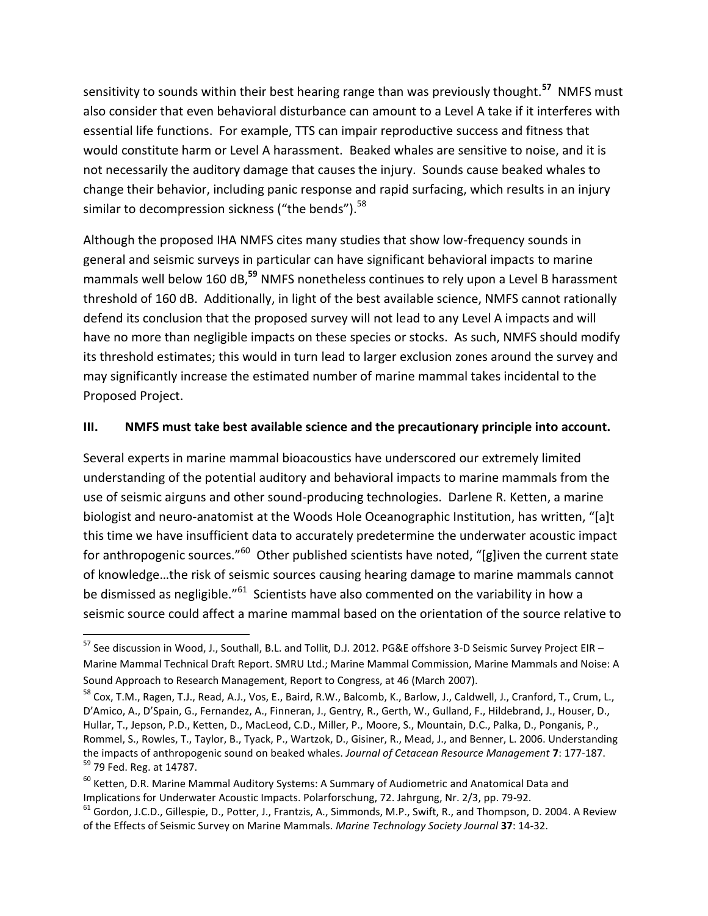sensitivity to sounds within their best hearing range than was previously thought.[57] NMFS must also consider that even behavioral disturbance can amount to a Level A take if it interferes with essential life functions. For example, TTS can impair reproductive success and fitness that would constitute harm or Level A harassment. Beaked whales are sensitive to noise, and it is not necessarily the auditory damage that causes the injury. Sounds cause beaked whales to change their behavior, including panic response and rapid surfacing, which results in an injury similar to decompression sickness ("the bends").[58]

Although the proposed IHA NMFS cites many studies that show low-frequency sounds in general and seismic surveys in particular can have significant behavioral impacts to marine mammals well below 160 dB,[59] NMFS nonetheless continues to rely upon a Level B harassment threshold of 160 dB. Additionally, in light of the best available science, NMFS cannot rationally defend its conclusion that the proposed survey will not lead to any Level A impacts and will have no more than negligible impacts on these species or stocks. As such, NMFS should modify its threshold estimates; this would in turn lead to larger exclusion zones around the survey and may significantly increase the estimated number of marine mammal takes incidental to the Proposed Project.

## III. NMFS must take best available science and the precautionary principle into account.

Several experts in marine mammal bioacoustics have underscored our extremely limited understanding of the potential auditory and behavioral impacts to marine mammals from the use of seismic airguns and other sound-producing technologies. Darlene R. Ketten, a marine biologist and neuro-anatomist at the Woods Hole Oceanographic Institution, has written, "[a]t this time we have insufficient data to accurately predetermine the underwater acoustic impact for anthropogenic sources."[60] Other published scientists have noted, "[g]iven the current state of knowledge…the risk of seismic sources causing hearing damage to marine mammals cannot be dismissed as negligible."[61] Scientists have also commented on the variability in how a seismic source could affect a marine mammal based on the orientation of the source relative to

---

[57] See discussion in Wood, J., Southall, B.L. and Tollit, D.J. 2012. PG&E offshore 3-D Seismic Survey Project EIR – Marine Mammal Technical Draft Report. SMRU Ltd.; Marine Mammal Commission, Marine Mammals and Noise: A Sound Approach to Research Management, Report to Congress, at 46 (March 2007).

[58] Cox, T.M., Ragen, T.J., Read, A.J., Vos, E., Baird, R.W., Balcomb, K., Barlow, J., Caldwell, J., Cranford, T., Crum, L., D'Amico, A., D'Spain, G., Fernandez, A., Finneran, J., Gentry, R., Gerth, W., Gulland, F., Hildebrand, J., Houser, D., Hullar, T., Jepson, P.D., Ketten, D., MacLeod, C.D., Miller, P., Moore, S., Mountain, D.C., Palka, D., Ponganis, P., Rommel, S., Rowles, T., Taylor, B., Tyack, P., Wartzok, D., Gisiner, R., Mead, J., and Benner, L. 2006. Understanding the impacts of anthropogenic sound on beaked whales. *Journal of Cetacean Resource Management* **7**: 177-187.

[59] 79 Fed. Reg. at 14787.

[60] Ketten, D.R. Marine Mammal Auditory Systems: A Summary of Audiometric and Anatomical Data and Implications for Underwater Acoustic Impacts. Polarforschung, 72. Jahrgung, Nr. 2/3, pp. 79-92.

[61] Gordon, J.C.D., Gillespie, D., Potter, J., Frantzis, A., Simmonds, M.P., Swift, R., and Thompson, D. 2004. A Review of the Effects of Seismic Survey on Marine Mammals. *Marine Technology Society Journal* **37**: 14-32.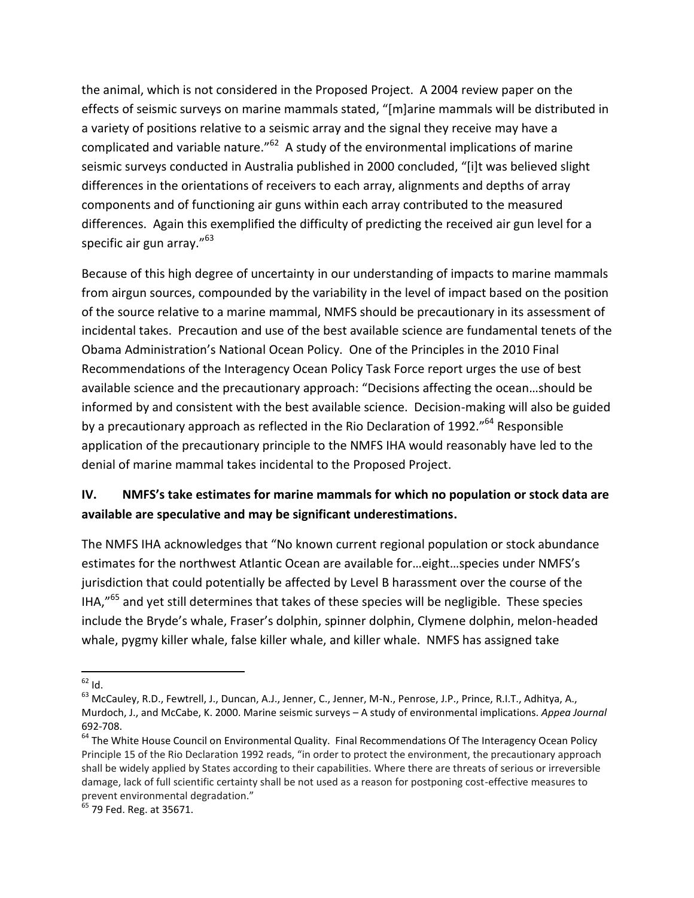the animal, which is not considered in the Proposed Project. A 2004 review paper on the effects of seismic surveys on marine mammals stated, "[m]arine mammals will be distributed in a variety of positions relative to a seismic array and the signal they receive may have a complicated and variable nature."[62] A study of the environmental implications of marine seismic surveys conducted in Australia published in 2000 concluded, "[i]t was believed slight differences in the orientations of receivers to each array, alignments and depths of array components and of functioning air guns within each array contributed to the measured differences. Again this exemplified the difficulty of predicting the received air gun level for a specific air gun array."[63]

Because of this high degree of uncertainty in our understanding of impacts to marine mammals from airgun sources, compounded by the variability in the level of impact based on the position of the source relative to a marine mammal, NMFS should be precautionary in its assessment of incidental takes. Precaution and use of the best available science are fundamental tenets of the Obama Administration's National Ocean Policy. One of the Principles in the 2010 Final Recommendations of the Interagency Ocean Policy Task Force report urges the use of best available science and the precautionary approach: "Decisions affecting the ocean…should be informed by and consistent with the best available science. Decision-making will also be guided by a precautionary approach as reflected in the Rio Declaration of 1992."[64] Responsible application of the precautionary principle to the NMFS IHA would reasonably have led to the denial of marine mammal takes incidental to the Proposed Project.

## IV. NMFS's take estimates for marine mammals for which no population or stock data are available are speculative and may be significant underestimations.

The NMFS IHA acknowledges that "No known current regional population or stock abundance estimates for the northwest Atlantic Ocean are available for…eight…species under NMFS's jurisdiction that could potentially be affected by Level B harassment over the course of the IHA,"[65] and yet still determines that takes of these species will be negligible. These species include the Bryde's whale, Fraser's dolphin, spinner dolphin, Clymene dolphin, melon-headed whale, pygmy killer whale, false killer whale, and killer whale. NMFS has assigned take

---

[62] Id.

[63] McCauley, R.D., Fewtrell, J., Duncan, A.J., Jenner, C., Jenner, M-N., Penrose, J.P., Prince, R.I.T., Adhitya, A., Murdoch, J., and McCabe, K. 2000. Marine seismic surveys – A study of environmental implications. *Appea Journal* 692-708.

[64] The White House Council on Environmental Quality. Final Recommendations Of The Interagency Ocean Policy Principle 15 of the Rio Declaration 1992 reads, "in order to protect the environment, the precautionary approach shall be widely applied by States according to their capabilities. Where there are threats of serious or irreversible damage, lack of full scientific certainty shall be not used as a reason for postponing cost-effective measures to prevent environmental degradation."

[65] 79 Fed. Reg. at 35671.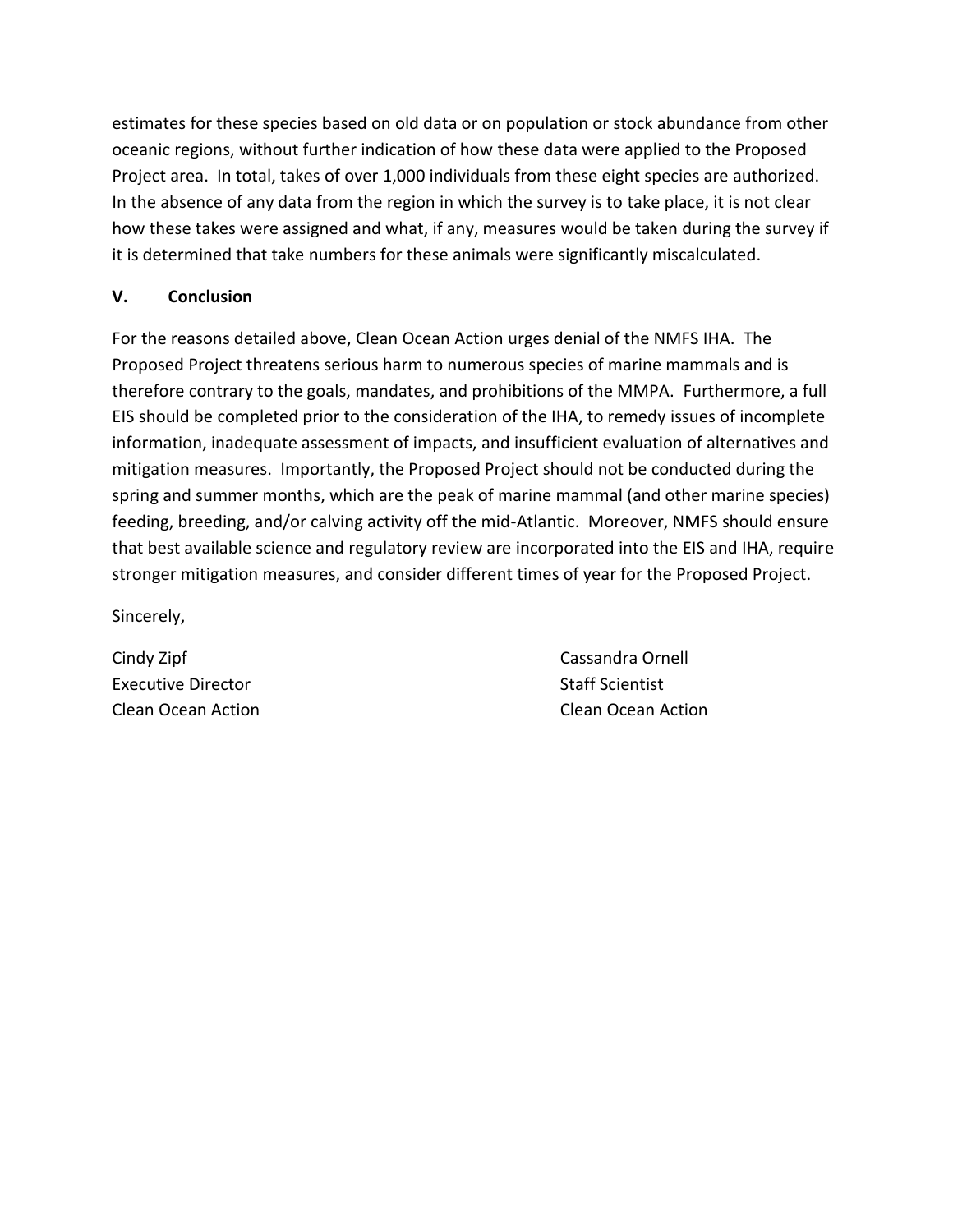estimates for these species based on old data or on population or stock abundance from other oceanic regions, without further indication of how these data were applied to the Proposed Project area. In total, takes of over 1,000 individuals from these eight species are authorized. In the absence of any data from the region in which the survey is to take place, it is not clear how these takes were assigned and what, if any, measures would be taken during the survey if it is determined that take numbers for these animals were significantly miscalculated.

## V. Conclusion

For the reasons detailed above, Clean Ocean Action urges denial of the NMFS IHA. The Proposed Project threatens serious harm to numerous species of marine mammals and is therefore contrary to the goals, mandates, and prohibitions of the MMPA. Furthermore, a full EIS should be completed prior to the consideration of the IHA, to remedy issues of incomplete information, inadequate assessment of impacts, and insufficient evaluation of alternatives and mitigation measures. Importantly, the Proposed Project should not be conducted during the spring and summer months, which are the peak of marine mammal (and other marine species) feeding, breeding, and/or calving activity off the mid-Atlantic. Moreover, NMFS should ensure that best available science and regulatory review are incorporated into the EIS and IHA, require stronger mitigation measures, and consider different times of year for the Proposed Project.

Sincerely,

Cindy Zipf
Executive Director
Clean Ocean Action

Cassandra Ornell
Staff Scientist
Clean Ocean Action